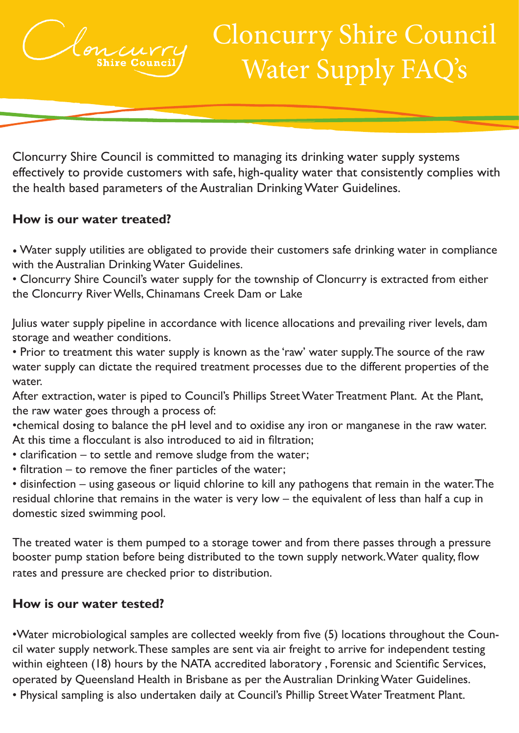# Cloncurry Shire Council Water Supply FAQ's

Cloncurry Shire Council is committed to managing its drinking water supply systems effectively to provide customers with safe, high-quality water that consistently complies with the health based parameters of the Australian Drinking Water Guidelines.

## How is our water treated?

- Water supply utilities are obligated to provide their customers safe drinking water in compliance with the Australian Drinking Water Guidelines.
- Cloncurry Shire Council's water supply for the township of Cloncurry is extracted from either the Cloncurry River Wells, Chinamans Creek Dam or Lake

Julius water supply pipeline in accordance with licence allocations and prevailing river levels, dam storage and weather conditions.

- Prior to treatment this water supply is known as the 'raw' water supply. The source of the raw water supply can dictate the required treatment processes due to the different properties of the water.

After extraction, water is piped to Council's Phillips Street Water Treatment Plant. At the Plant, the raw water goes through a process of:

- chemical dosing to balance the pH level and to oxidise any iron or manganese in the raw water. At this time a flocculant is also introduced to aid in filtration;
- clarification – to settle and remove sludge from the water;
- filtration – to remove the finer particles of the water;
- disinfection – using gaseous or liquid chlorine to kill any pathogens that remain in the water. The residual chlorine that remains in the water is very low – the equivalent of less than half a cup in domestic sized swimming pool.

The treated water is them pumped to a storage tower and from there passes through a pressure booster pump station before being distributed to the town supply network. Water quality, flow rates and pressure are checked prior to distribution.

## How is our water tested?

- Water microbiological samples are collected weekly from five (5) locations throughout the Council water supply network. These samples are sent via air freight to arrive for independent testing within eighteen (18) hours by the NATA accredited laboratory , Forensic and Scientific Services, operated by Queensland Health in Brisbane as per the Australian Drinking Water Guidelines.
- Physical sampling is also undertaken daily at Council's Phillip Street Water Treatment Plant.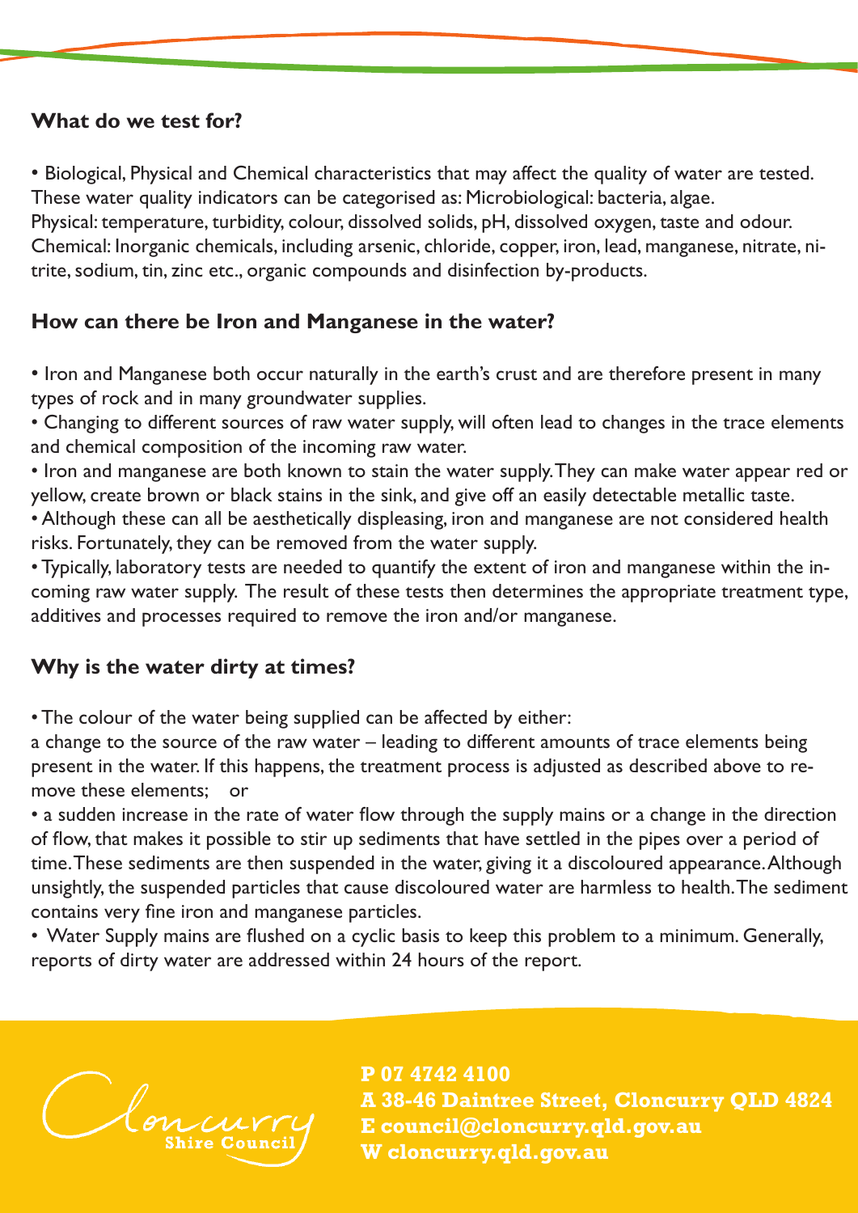## What do we test for?

- Biological, Physical and Chemical characteristics that may affect the quality of water are tested. These water quality indicators can be categorised as: Microbiological: bacteria, algae. Physical: temperature, turbidity, colour, dissolved solids, pH, dissolved oxygen, taste and odour. Chemical: Inorganic chemicals, including arsenic, chloride, copper, iron, lead, manganese, nitrate, nitrite, sodium, tin, zinc etc., organic compounds and disinfection by-products.

## How can there be Iron and Manganese in the water?

- Iron and Manganese both occur naturally in the earth's crust and are therefore present in many types of rock and in many groundwater supplies.
- Changing to different sources of raw water supply, will often lead to changes in the trace elements and chemical composition of the incoming raw water.
- Iron and manganese are both known to stain the water supply. They can make water appear red or yellow, create brown or black stains in the sink, and give off an easily detectable metallic taste.
- Although these can all be aesthetically displeasing, iron and manganese are not considered health risks. Fortunately, they can be removed from the water supply.
- Typically, laboratory tests are needed to quantify the extent of iron and manganese within the incoming raw water supply. The result of these tests then determines the appropriate treatment type, additives and processes required to remove the iron and/or manganese.

## Why is the water dirty at times?

- The colour of the water being supplied can be affected by either:

a change to the source of the raw water – leading to different amounts of trace elements being present in the water. If this happens, the treatment process is adjusted as described above to remove these elements; or

- a sudden increase in the rate of water flow through the supply mains or a change in the direction of flow, that makes it possible to stir up sediments that have settled in the pipes over a period of time. These sediments are then suspended in the water, giving it a discoloured appearance. Although unsightly, the suspended particles that cause discoloured water are harmless to health. The sediment contains very fine iron and manganese particles.
- Water Supply mains are flushed on a cyclic basis to keep this problem to a minimum. Generally, reports of dirty water are addressed within 24 hours of the report.

Cloncurry Shire Council

**P 07 4742 4100**
**A 38-46 Daintree Street, Cloncurry QLD 4824**
**E council@cloncurry.qld.gov.au**
**W cloncurry.qld.gov.au**